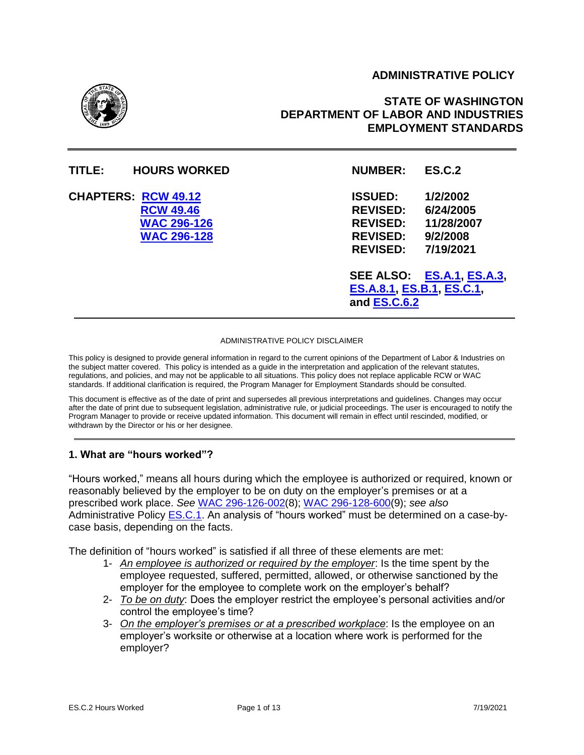**ADMINISTRATIVE POLICY**

**STATE OF WASHINGTON**
**DEPARTMENT OF LABOR AND INDUSTRIES**
**EMPLOYMENT STANDARDS**

| | | | |
|---|---|---|---|
| **TITLE:** | **HOURS WORKED** | **NUMBER:** | **ES.C.2** |
| **CHAPTERS:** | **RCW 49.12** | **ISSUED:** | **1/2/2002** |
| | **RCW 49.46** | **REVISED:** | **6/24/2005** |
| | **WAC 296-126** | **REVISED:** | **11/28/2007** |
| | **WAC 296-128** | **REVISED:** | **9/2/2008** |
| | | **REVISED:** | **7/19/2021** |

**SEE ALSO: ES.A.1, ES.A.3, ES.A.8.1, ES.B.1, ES.C.1, and ES.C.6.2**

ADMINISTRATIVE POLICY DISCLAIMER

This policy is designed to provide general information in regard to the current opinions of the Department of Labor & Industries on the subject matter covered. This policy is intended as a guide in the interpretation and application of the relevant statutes, regulations, and policies, and may not be applicable to all situations. This policy does not replace applicable RCW or WAC standards. If additional clarification is required, the Program Manager for Employment Standards should be consulted.

This document is effective as of the date of print and supersedes all previous interpretations and guidelines. Changes may occur after the date of print due to subsequent legislation, administrative rule, or judicial proceedings. The user is encouraged to notify the Program Manager to provide or receive updated information. This document will remain in effect until rescinded, modified, or withdrawn by the Director or his or her designee.

### 1. What are "hours worked"?

"Hours worked," means all hours during which the employee is authorized or required, known or reasonably believed by the employer to be on duty on the employer's premises or at a prescribed work place. *See* WAC 296-126-002(8); WAC 296-128-600(9); *see also* Administrative Policy ES.C.1. An analysis of "hours worked" must be determined on a case-by-case basis, depending on the facts.

The definition of "hours worked" is satisfied if all three of these elements are met:

1- *An employee is authorized or required by the employer*: Is the time spent by the employee requested, suffered, permitted, allowed, or otherwise sanctioned by the employer for the employee to complete work on the employer's behalf?
2- *To be on duty*: Does the employer restrict the employee's personal activities and/or control the employee's time?
3- *On the employer's premises or at a prescribed workplace*: Is the employee on an employer's worksite or otherwise at a location where work is performed for the employer?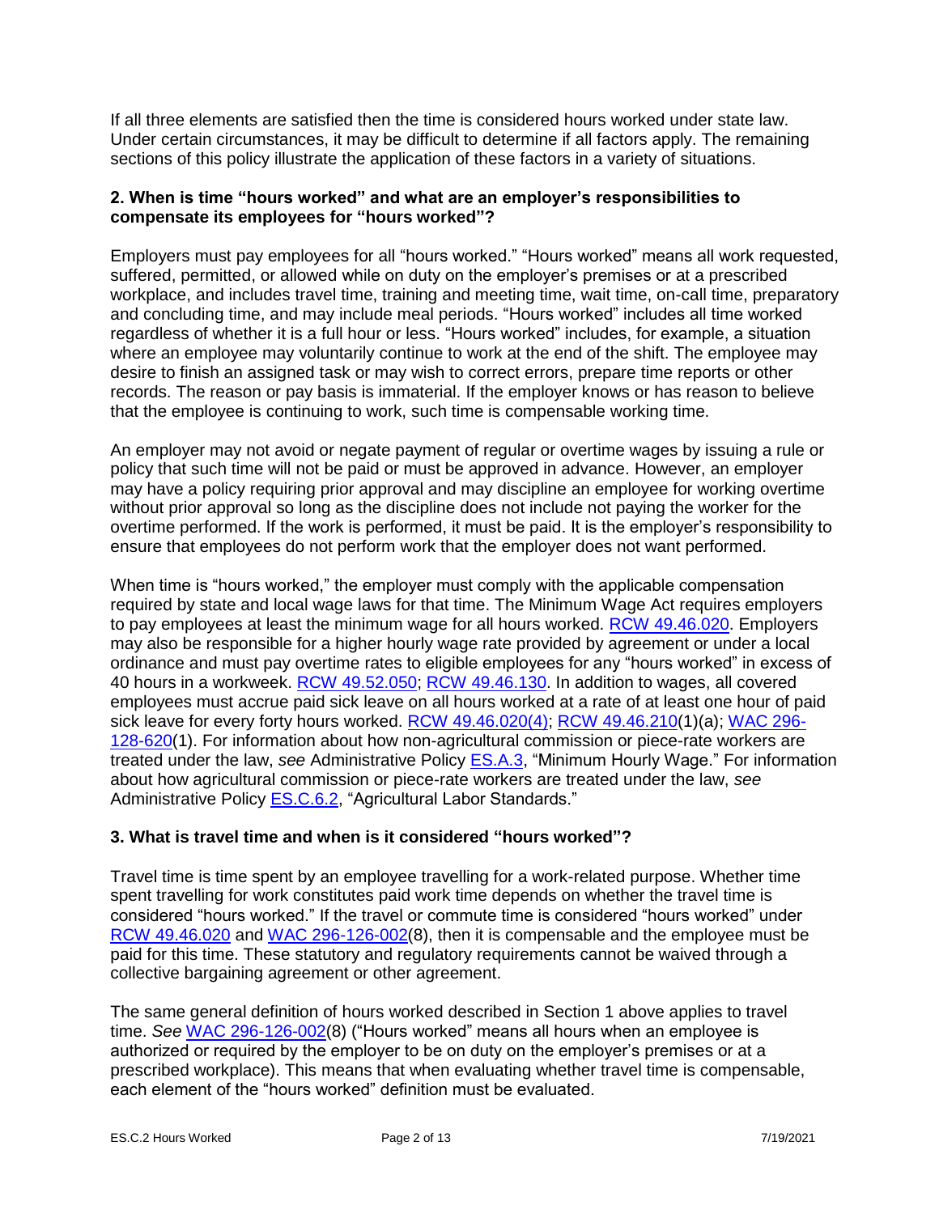If all three elements are satisfied then the time is considered hours worked under state law. Under certain circumstances, it may be difficult to determine if all factors apply. The remaining sections of this policy illustrate the application of these factors in a variety of situations.

### 2. When is time "hours worked" and what are an employer's responsibilities to compensate its employees for "hours worked"?

Employers must pay employees for all "hours worked." "Hours worked" means all work requested, suffered, permitted, or allowed while on duty on the employer's premises or at a prescribed workplace, and includes travel time, training and meeting time, wait time, on-call time, preparatory and concluding time, and may include meal periods. "Hours worked" includes all time worked regardless of whether it is a full hour or less. "Hours worked" includes, for example, a situation where an employee may voluntarily continue to work at the end of the shift. The employee may desire to finish an assigned task or may wish to correct errors, prepare time reports or other records. The reason or pay basis is immaterial. If the employer knows or has reason to believe that the employee is continuing to work, such time is compensable working time.

An employer may not avoid or negate payment of regular or overtime wages by issuing a rule or policy that such time will not be paid or must be approved in advance. However, an employer may have a policy requiring prior approval and may discipline an employee for working overtime without prior approval so long as the discipline does not include not paying the worker for the overtime performed. If the work is performed, it must be paid. It is the employer's responsibility to ensure that employees do not perform work that the employer does not want performed.

When time is "hours worked," the employer must comply with the applicable compensation required by state and local wage laws for that time. The Minimum Wage Act requires employers to pay employees at least the minimum wage for all hours worked. RCW 49.46.020. Employers may also be responsible for a higher hourly wage rate provided by agreement or under a local ordinance and must pay overtime rates to eligible employees for any "hours worked" in excess of 40 hours in a workweek. RCW 49.52.050; RCW 49.46.130. In addition to wages, all covered employees must accrue paid sick leave on all hours worked at a rate of at least one hour of paid sick leave for every forty hours worked. RCW 49.46.020(4); RCW 49.46.210(1)(a); WAC 296-128-620(1). For information about how non-agricultural commission or piece-rate workers are treated under the law, *see* Administrative Policy ES.A.3, "Minimum Hourly Wage." For information about how agricultural commission or piece-rate workers are treated under the law, *see* Administrative Policy ES.C.6.2, "Agricultural Labor Standards."

### 3. What is travel time and when is it considered "hours worked"?

Travel time is time spent by an employee travelling for a work-related purpose. Whether time spent travelling for work constitutes paid work time depends on whether the travel time is considered "hours worked." If the travel or commute time is considered "hours worked" under RCW 49.46.020 and WAC 296-126-002(8), then it is compensable and the employee must be paid for this time. These statutory and regulatory requirements cannot be waived through a collective bargaining agreement or other agreement.

The same general definition of hours worked described in Section 1 above applies to travel time. *See* WAC 296-126-002(8) ("Hours worked" means all hours when an employee is authorized or required by the employer to be on duty on the employer's premises or at a prescribed workplace). This means that when evaluating whether travel time is compensable, each element of the "hours worked" definition must be evaluated.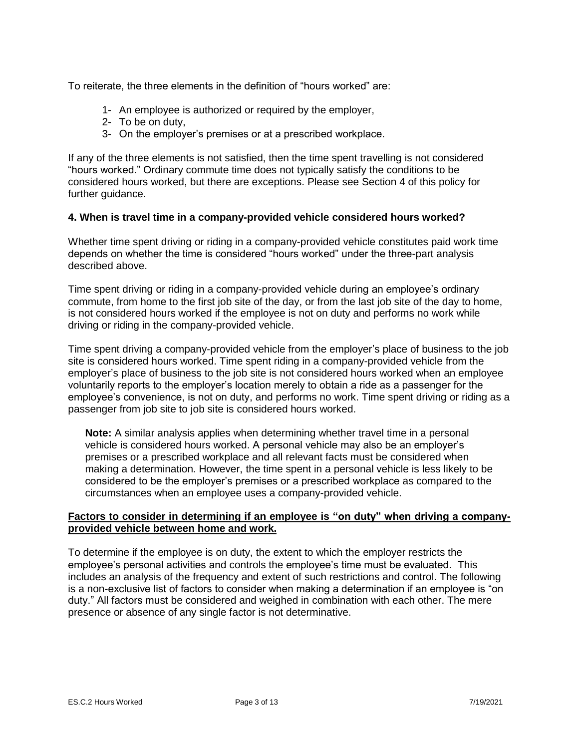To reiterate, the three elements in the definition of "hours worked" are:

1- An employee is authorized or required by the employer,
2- To be on duty,
3- On the employer's premises or at a prescribed workplace.

If any of the three elements is not satisfied, then the time spent travelling is not considered "hours worked." Ordinary commute time does not typically satisfy the conditions to be considered hours worked, but there are exceptions. Please see Section 4 of this policy for further guidance.

## 4. When is travel time in a company-provided vehicle considered hours worked?

Whether time spent driving or riding in a company-provided vehicle constitutes paid work time depends on whether the time is considered "hours worked" under the three-part analysis described above.

Time spent driving or riding in a company-provided vehicle during an employee's ordinary commute, from home to the first job site of the day, or from the last job site of the day to home, is not considered hours worked if the employee is not on duty and performs no work while driving or riding in the company-provided vehicle.

Time spent driving a company-provided vehicle from the employer's place of business to the job site is considered hours worked. Time spent riding in a company-provided vehicle from the employer's place of business to the job site is not considered hours worked when an employee voluntarily reports to the employer's location merely to obtain a ride as a passenger for the employee's convenience, is not on duty, and performs no work. Time spent driving or riding as a passenger from job site to job site is considered hours worked.

> **Note:** A similar analysis applies when determining whether travel time in a personal vehicle is considered hours worked. A personal vehicle may also be an employer's premises or a prescribed workplace and all relevant facts must be considered when making a determination. However, the time spent in a personal vehicle is less likely to be considered to be the employer's premises or a prescribed workplace as compared to the circumstances when an employee uses a company-provided vehicle.

### Factors to consider in determining if an employee is "on duty" when driving a company-provided vehicle between home and work.

To determine if the employee is on duty, the extent to which the employer restricts the employee's personal activities and controls the employee's time must be evaluated. This includes an analysis of the frequency and extent of such restrictions and control. The following is a non-exclusive list of factors to consider when making a determination if an employee is "on duty." All factors must be considered and weighed in combination with each other. The mere presence or absence of any single factor is not determinative.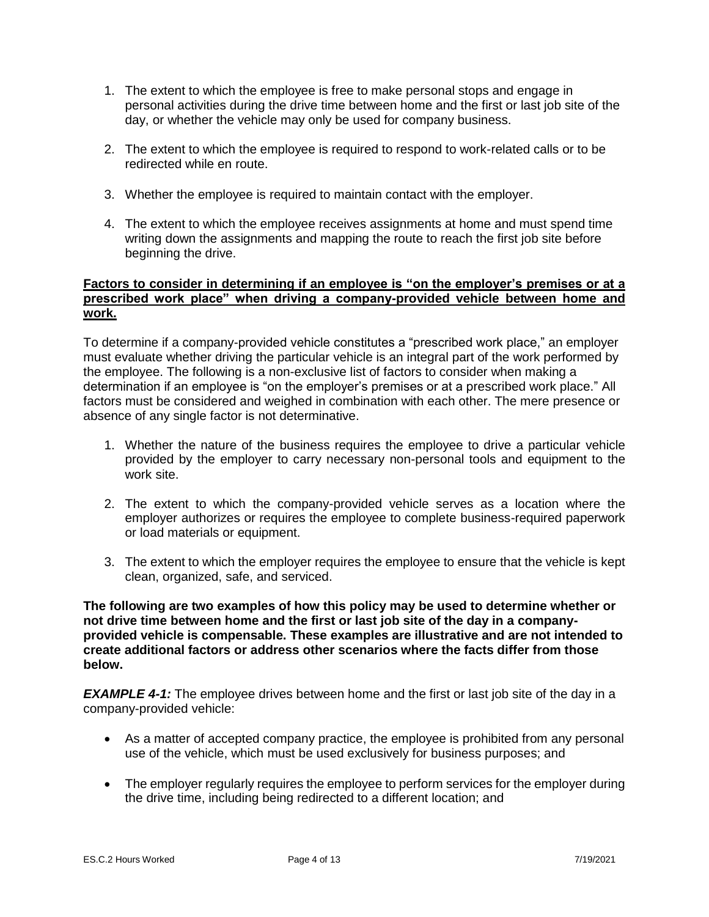1. The extent to which the employee is free to make personal stops and engage in personal activities during the drive time between home and the first or last job site of the day, or whether the vehicle may only be used for company business.

2. The extent to which the employee is required to respond to work-related calls or to be redirected while en route.

3. Whether the employee is required to maintain contact with the employer.

4. The extent to which the employee receives assignments at home and must spend time writing down the assignments and mapping the route to reach the first job site before beginning the drive.

**Factors to consider in determining if an employee is "on the employer's premises or at a prescribed work place" when driving a company-provided vehicle between home and work.**

To determine if a company-provided vehicle constitutes a "prescribed work place," an employer must evaluate whether driving the particular vehicle is an integral part of the work performed by the employee. The following is a non-exclusive list of factors to consider when making a determination if an employee is "on the employer's premises or at a prescribed work place." All factors must be considered and weighed in combination with each other. The mere presence or absence of any single factor is not determinative.

1. Whether the nature of the business requires the employee to drive a particular vehicle provided by the employer to carry necessary non-personal tools and equipment to the work site.

2. The extent to which the company-provided vehicle serves as a location where the employer authorizes or requires the employee to complete business-required paperwork or load materials or equipment.

3. The extent to which the employer requires the employee to ensure that the vehicle is kept clean, organized, safe, and serviced.

**The following are two examples of how this policy may be used to determine whether or not drive time between home and the first or last job site of the day in a company-provided vehicle is compensable. These examples are illustrative and are not intended to create additional factors or address other scenarios where the facts differ from those below.**

***EXAMPLE 4-1:*** The employee drives between home and the first or last job site of the day in a company-provided vehicle:

- As a matter of accepted company practice, the employee is prohibited from any personal use of the vehicle, which must be used exclusively for business purposes; and
- The employer regularly requires the employee to perform services for the employer during the drive time, including being redirected to a different location; and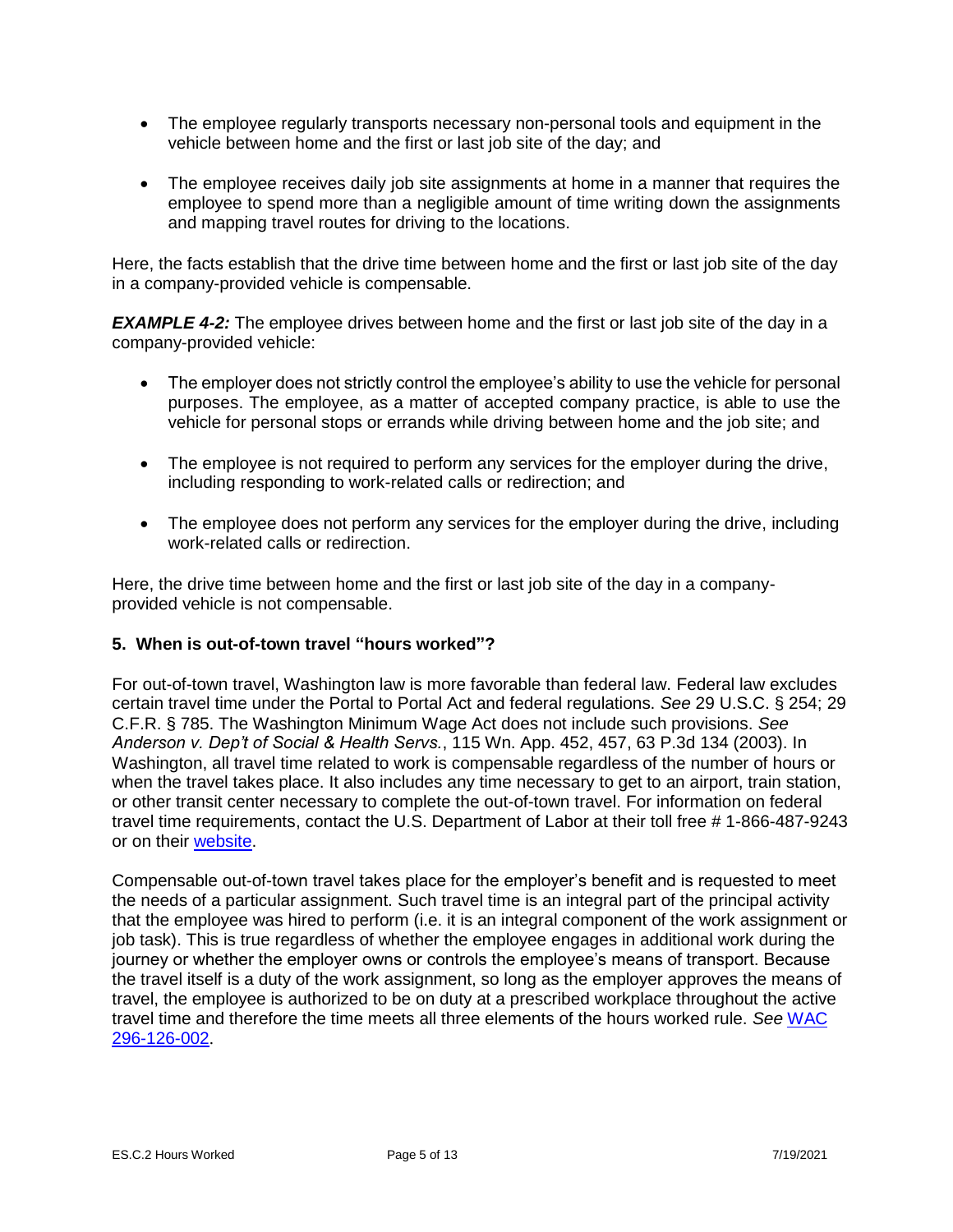- The employee regularly transports necessary non-personal tools and equipment in the vehicle between home and the first or last job site of the day; and
- The employee receives daily job site assignments at home in a manner that requires the employee to spend more than a negligible amount of time writing down the assignments and mapping travel routes for driving to the locations.

Here, the facts establish that the drive time between home and the first or last job site of the day in a company-provided vehicle is compensable.

***EXAMPLE 4-2:*** The employee drives between home and the first or last job site of the day in a company-provided vehicle:

- The employer does not strictly control the employee's ability to use the vehicle for personal purposes. The employee, as a matter of accepted company practice, is able to use the vehicle for personal stops or errands while driving between home and the job site; and
- The employee is not required to perform any services for the employer during the drive, including responding to work-related calls or redirection; and
- The employee does not perform any services for the employer during the drive, including work-related calls or redirection.

Here, the drive time between home and the first or last job site of the day in a company-provided vehicle is not compensable.

**5. When is out-of-town travel "hours worked"?**

For out-of-town travel, Washington law is more favorable than federal law. Federal law excludes certain travel time under the Portal to Portal Act and federal regulations. *See* 29 U.S.C. § 254; 29 C.F.R. § 785. The Washington Minimum Wage Act does not include such provisions. *See Anderson v. Dep't of Social & Health Servs.*, 115 Wn. App. 452, 457, 63 P.3d 134 (2003). In Washington, all travel time related to work is compensable regardless of the number of hours or when the travel takes place. It also includes any time necessary to get to an airport, train station, or other transit center necessary to complete the out-of-town travel. For information on federal travel time requirements, contact the U.S. Department of Labor at their toll free # 1-866-487-9243 or on their website.

Compensable out-of-town travel takes place for the employer's benefit and is requested to meet the needs of a particular assignment. Such travel time is an integral part of the principal activity that the employee was hired to perform (i.e. it is an integral component of the work assignment or job task). This is true regardless of whether the employee engages in additional work during the journey or whether the employer owns or controls the employee's means of transport. Because the travel itself is a duty of the work assignment, so long as the employer approves the means of travel, the employee is authorized to be on duty at a prescribed workplace throughout the active travel time and therefore the time meets all three elements of the hours worked rule. *See* WAC 296-126-002.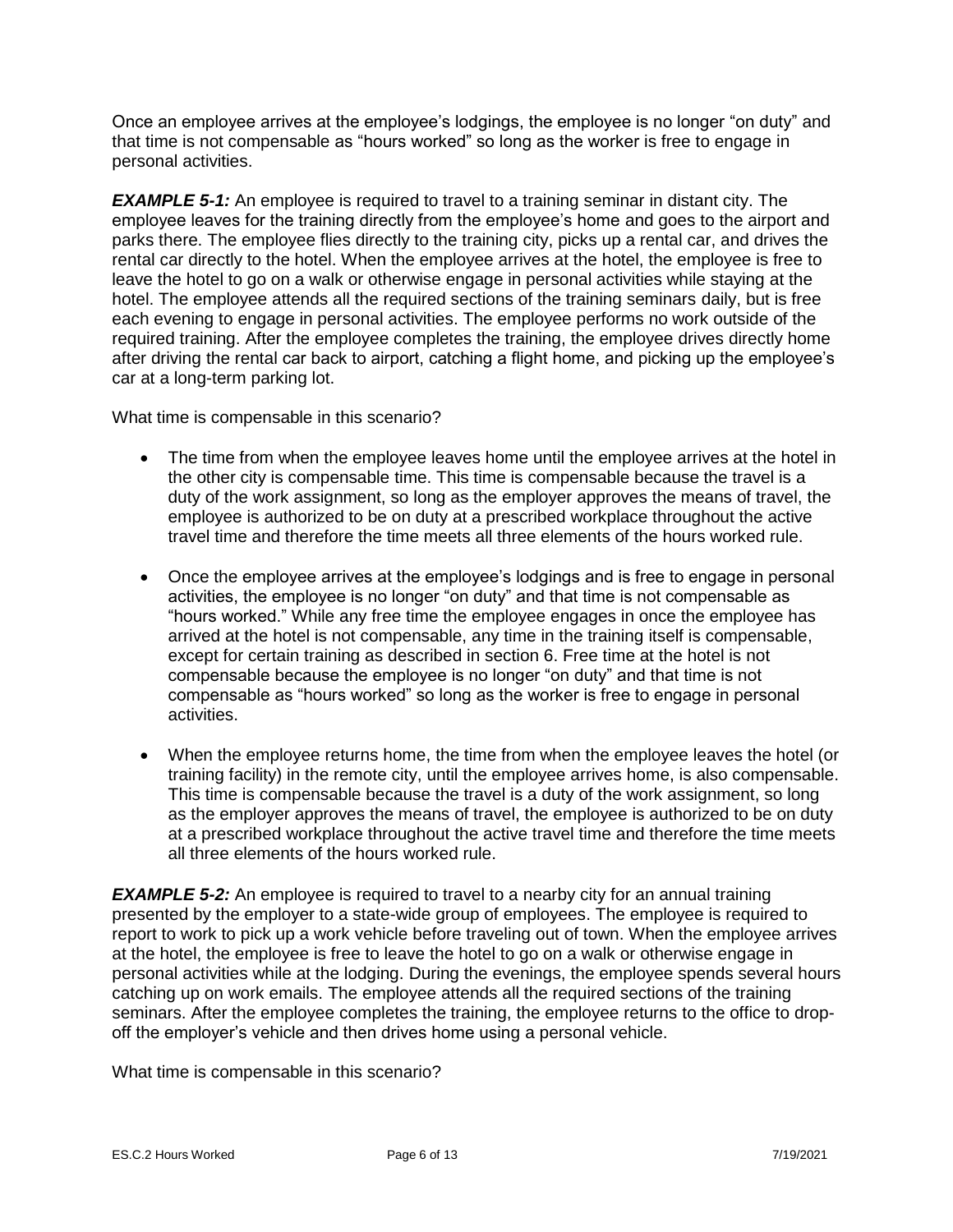Once an employee arrives at the employee's lodgings, the employee is no longer "on duty" and that time is not compensable as "hours worked" so long as the worker is free to engage in personal activities.

***EXAMPLE 5-1:*** An employee is required to travel to a training seminar in distant city. The employee leaves for the training directly from the employee's home and goes to the airport and parks there. The employee flies directly to the training city, picks up a rental car, and drives the rental car directly to the hotel. When the employee arrives at the hotel, the employee is free to leave the hotel to go on a walk or otherwise engage in personal activities while staying at the hotel. The employee attends all the required sections of the training seminars daily, but is free each evening to engage in personal activities. The employee performs no work outside of the required training. After the employee completes the training, the employee drives directly home after driving the rental car back to airport, catching a flight home, and picking up the employee's car at a long-term parking lot.

What time is compensable in this scenario?

- The time from when the employee leaves home until the employee arrives at the hotel in the other city is compensable time. This time is compensable because the travel is a duty of the work assignment, so long as the employer approves the means of travel, the employee is authorized to be on duty at a prescribed workplace throughout the active travel time and therefore the time meets all three elements of the hours worked rule.
- Once the employee arrives at the employee's lodgings and is free to engage in personal activities, the employee is no longer "on duty" and that time is not compensable as "hours worked." While any free time the employee engages in once the employee has arrived at the hotel is not compensable, any time in the training itself is compensable, except for certain training as described in section 6. Free time at the hotel is not compensable because the employee is no longer "on duty" and that time is not compensable as "hours worked" so long as the worker is free to engage in personal activities.
- When the employee returns home, the time from when the employee leaves the hotel (or training facility) in the remote city, until the employee arrives home, is also compensable. This time is compensable because the travel is a duty of the work assignment, so long as the employer approves the means of travel, the employee is authorized to be on duty at a prescribed workplace throughout the active travel time and therefore the time meets all three elements of the hours worked rule.

***EXAMPLE 5-2:*** An employee is required to travel to a nearby city for an annual training presented by the employer to a state-wide group of employees. The employee is required to report to work to pick up a work vehicle before traveling out of town. When the employee arrives at the hotel, the employee is free to leave the hotel to go on a walk or otherwise engage in personal activities while at the lodging. During the evenings, the employee spends several hours catching up on work emails. The employee attends all the required sections of the training seminars. After the employee completes the training, the employee returns to the office to drop-off the employer's vehicle and then drives home using a personal vehicle.

What time is compensable in this scenario?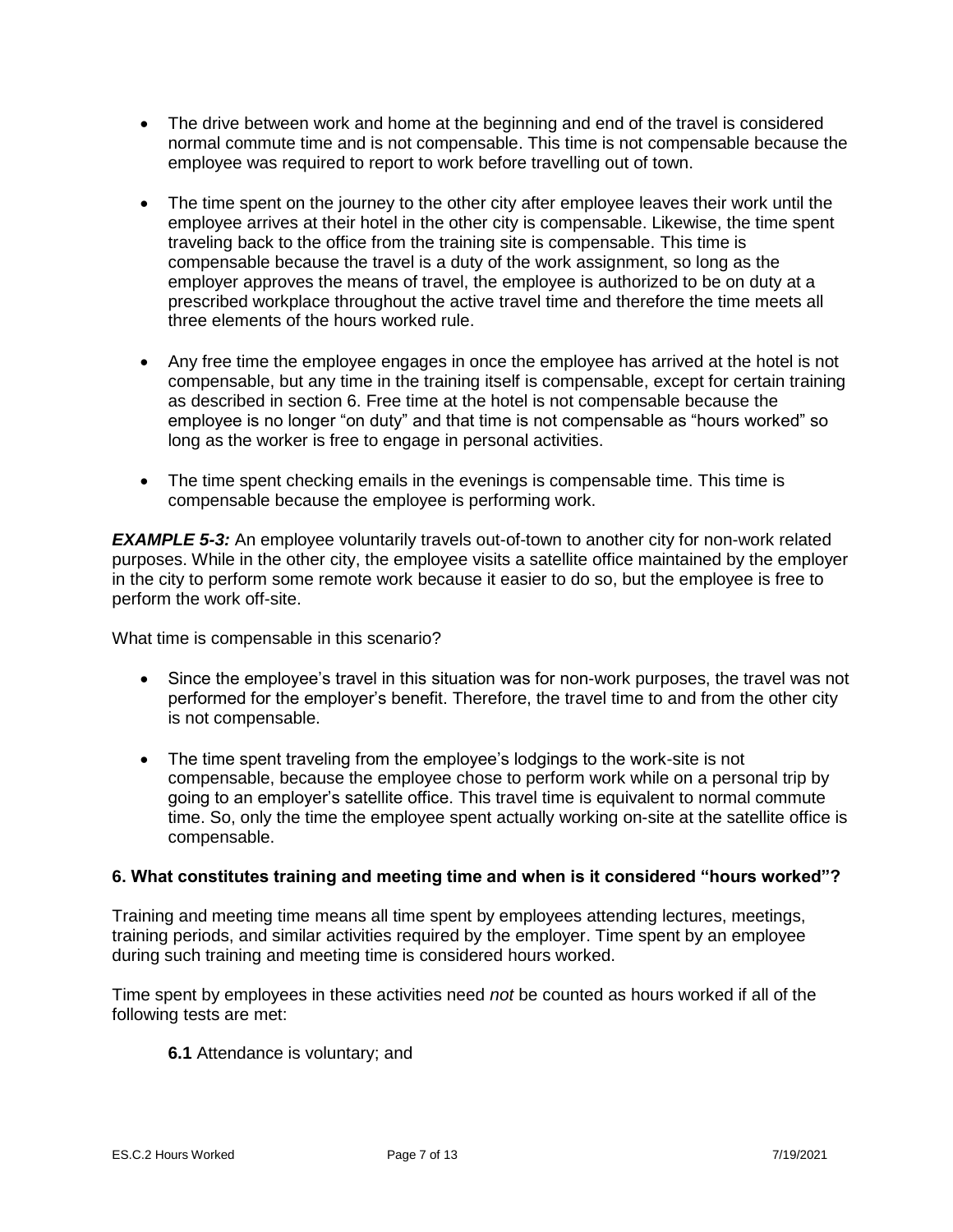- The drive between work and home at the beginning and end of the travel is considered normal commute time and is not compensable. This time is not compensable because the employee was required to report to work before travelling out of town.

- The time spent on the journey to the other city after employee leaves their work until the employee arrives at their hotel in the other city is compensable. Likewise, the time spent traveling back to the office from the training site is compensable. This time is compensable because the travel is a duty of the work assignment, so long as the employer approves the means of travel, the employee is authorized to be on duty at a prescribed workplace throughout the active travel time and therefore the time meets all three elements of the hours worked rule.

- Any free time the employee engages in once the employee has arrived at the hotel is not compensable, but any time in the training itself is compensable, except for certain training as described in section 6. Free time at the hotel is not compensable because the employee is no longer "on duty" and that time is not compensable as "hours worked" so long as the worker is free to engage in personal activities.

- The time spent checking emails in the evenings is compensable time. This time is compensable because the employee is performing work.

***EXAMPLE 5-3:*** An employee voluntarily travels out-of-town to another city for non-work related purposes. While in the other city, the employee visits a satellite office maintained by the employer in the city to perform some remote work because it easier to do so, but the employee is free to perform the work off-site.

What time is compensable in this scenario?

- Since the employee's travel in this situation was for non-work purposes, the travel was not performed for the employer's benefit. Therefore, the travel time to and from the other city is not compensable.

- The time spent traveling from the employee's lodgings to the work-site is not compensable, because the employee chose to perform work while on a personal trip by going to an employer's satellite office. This travel time is equivalent to normal commute time. So, only the time the employee spent actually working on-site at the satellite office is compensable.

### 6. What constitutes training and meeting time and when is it considered "hours worked"?

Training and meeting time means all time spent by employees attending lectures, meetings, training periods, and similar activities required by the employer. Time spent by an employee during such training and meeting time is considered hours worked.

Time spent by employees in these activities need *not* be counted as hours worked if all of the following tests are met:

**6.1** Attendance is voluntary; and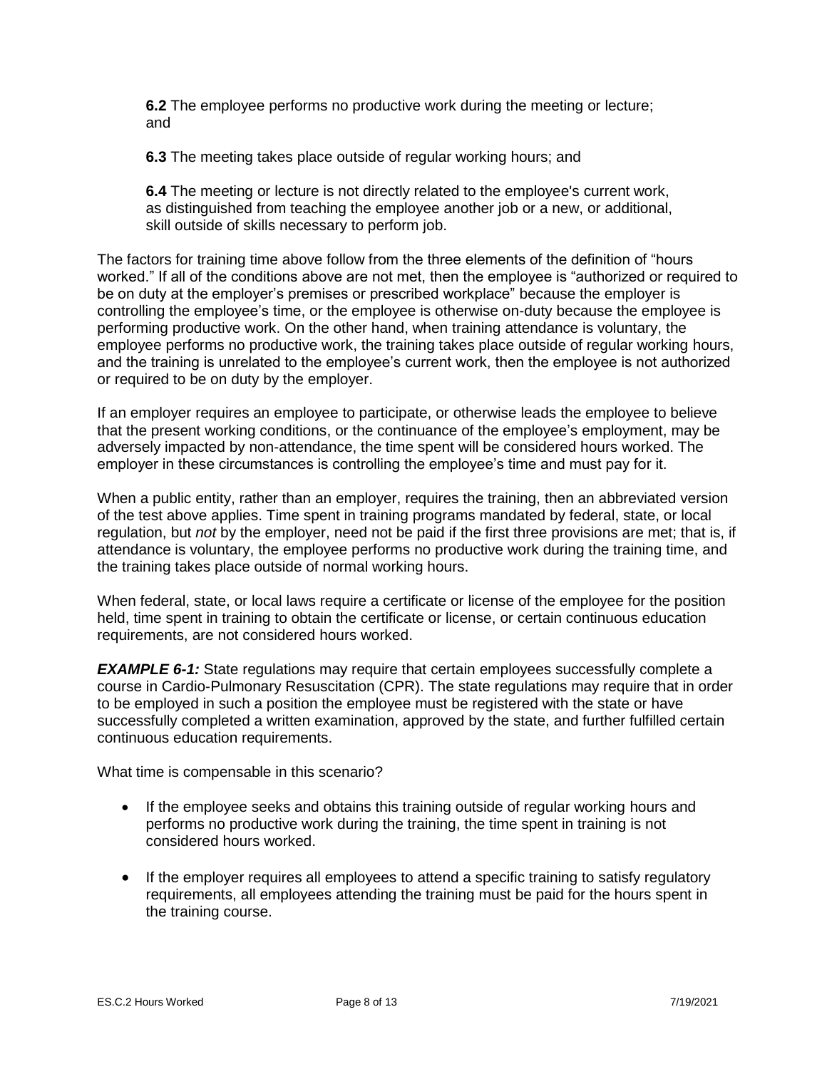**6.2** The employee performs no productive work during the meeting or lecture; and

**6.3** The meeting takes place outside of regular working hours; and

**6.4** The meeting or lecture is not directly related to the employee's current work, as distinguished from teaching the employee another job or a new, or additional, skill outside of skills necessary to perform job.

The factors for training time above follow from the three elements of the definition of "hours worked." If all of the conditions above are not met, then the employee is "authorized or required to be on duty at the employer's premises or prescribed workplace" because the employer is controlling the employee's time, or the employee is otherwise on-duty because the employee is performing productive work. On the other hand, when training attendance is voluntary, the employee performs no productive work, the training takes place outside of regular working hours, and the training is unrelated to the employee's current work, then the employee is not authorized or required to be on duty by the employer.

If an employer requires an employee to participate, or otherwise leads the employee to believe that the present working conditions, or the continuance of the employee's employment, may be adversely impacted by non-attendance, the time spent will be considered hours worked. The employer in these circumstances is controlling the employee's time and must pay for it.

When a public entity, rather than an employer, requires the training, then an abbreviated version of the test above applies. Time spent in training programs mandated by federal, state, or local regulation, but *not* by the employer, need not be paid if the first three provisions are met; that is, if attendance is voluntary, the employee performs no productive work during the training time, and the training takes place outside of normal working hours.

When federal, state, or local laws require a certificate or license of the employee for the position held, time spent in training to obtain the certificate or license, or certain continuous education requirements, are not considered hours worked.

***EXAMPLE 6-1:*** State regulations may require that certain employees successfully complete a course in Cardio-Pulmonary Resuscitation (CPR). The state regulations may require that in order to be employed in such a position the employee must be registered with the state or have successfully completed a written examination, approved by the state, and further fulfilled certain continuous education requirements.

What time is compensable in this scenario?

- If the employee seeks and obtains this training outside of regular working hours and performs no productive work during the training, the time spent in training is not considered hours worked.
- If the employer requires all employees to attend a specific training to satisfy regulatory requirements, all employees attending the training must be paid for the hours spent in the training course.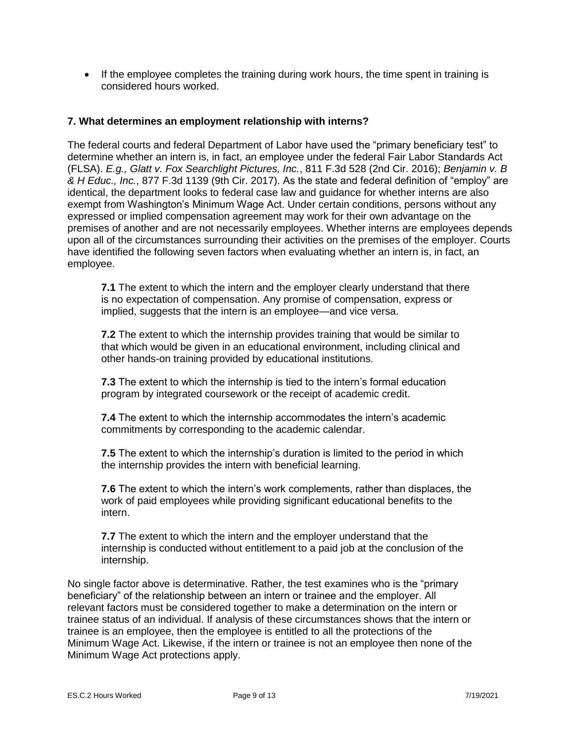- If the employee completes the training during work hours, the time spent in training is considered hours worked.

**7. What determines an employment relationship with interns?**

The federal courts and federal Department of Labor have used the "primary beneficiary test" to determine whether an intern is, in fact, an employee under the federal Fair Labor Standards Act (FLSA). *E.g., Glatt v. Fox Searchlight Pictures, Inc.*, 811 F.3d 528 (2nd Cir. 2016); *Benjamin v. B & H Educ., Inc.*, 877 F.3d 1139 (9th Cir. 2017). As the state and federal definition of "employ" are identical, the department looks to federal case law and guidance for whether interns are also exempt from Washington's Minimum Wage Act. Under certain conditions, persons without any expressed or implied compensation agreement may work for their own advantage on the premises of another and are not necessarily employees. Whether interns are employees depends upon all of the circumstances surrounding their activities on the premises of the employer. Courts have identified the following seven factors when evaluating whether an intern is, in fact, an employee.

**7.1** The extent to which the intern and the employer clearly understand that there is no expectation of compensation. Any promise of compensation, express or implied, suggests that the intern is an employee—and vice versa.

**7.2** The extent to which the internship provides training that would be similar to that which would be given in an educational environment, including clinical and other hands-on training provided by educational institutions.

**7.3** The extent to which the internship is tied to the intern's formal education program by integrated coursework or the receipt of academic credit.

**7.4** The extent to which the internship accommodates the intern's academic commitments by corresponding to the academic calendar.

**7.5** The extent to which the internship's duration is limited to the period in which the internship provides the intern with beneficial learning.

**7.6** The extent to which the intern's work complements, rather than displaces, the work of paid employees while providing significant educational benefits to the intern.

**7.7** The extent to which the intern and the employer understand that the internship is conducted without entitlement to a paid job at the conclusion of the internship.

No single factor above is determinative. Rather, the test examines who is the "primary beneficiary" of the relationship between an intern or trainee and the employer. All relevant factors must be considered together to make a determination on the intern or trainee status of an individual. If analysis of these circumstances shows that the intern or trainee is an employee, then the employee is entitled to all the protections of the Minimum Wage Act. Likewise, if the intern or trainee is not an employee then none of the Minimum Wage Act protections apply.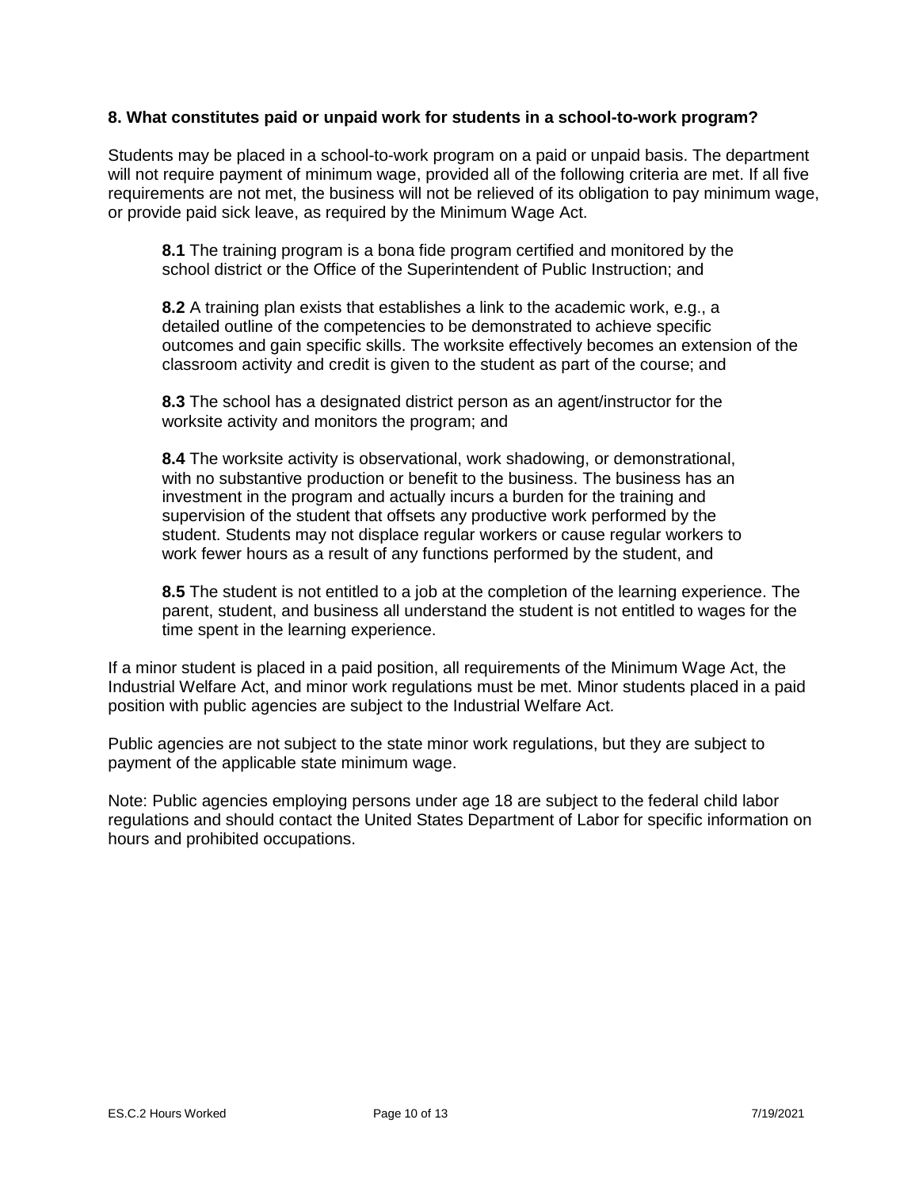**8. What constitutes paid or unpaid work for students in a school-to-work program?**

Students may be placed in a school-to-work program on a paid or unpaid basis. The department will not require payment of minimum wage, provided all of the following criteria are met. If all five requirements are not met, the business will not be relieved of its obligation to pay minimum wage, or provide paid sick leave, as required by the Minimum Wage Act.

> **8.1** The training program is a bona fide program certified and monitored by the school district or the Office of the Superintendent of Public Instruction; and
>
> **8.2** A training plan exists that establishes a link to the academic work, e.g., a detailed outline of the competencies to be demonstrated to achieve specific outcomes and gain specific skills. The worksite effectively becomes an extension of the classroom activity and credit is given to the student as part of the course; and
>
> **8.3** The school has a designated district person as an agent/instructor for the worksite activity and monitors the program; and
>
> **8.4** The worksite activity is observational, work shadowing, or demonstrational, with no substantive production or benefit to the business. The business has an investment in the program and actually incurs a burden for the training and supervision of the student that offsets any productive work performed by the student. Students may not displace regular workers or cause regular workers to work fewer hours as a result of any functions performed by the student, and
>
> **8.5** The student is not entitled to a job at the completion of the learning experience. The parent, student, and business all understand the student is not entitled to wages for the time spent in the learning experience.

If a minor student is placed in a paid position, all requirements of the Minimum Wage Act, the Industrial Welfare Act, and minor work regulations must be met. Minor students placed in a paid position with public agencies are subject to the Industrial Welfare Act.

Public agencies are not subject to the state minor work regulations, but they are subject to payment of the applicable state minimum wage.

Note: Public agencies employing persons under age 18 are subject to the federal child labor regulations and should contact the United States Department of Labor for specific information on hours and prohibited occupations.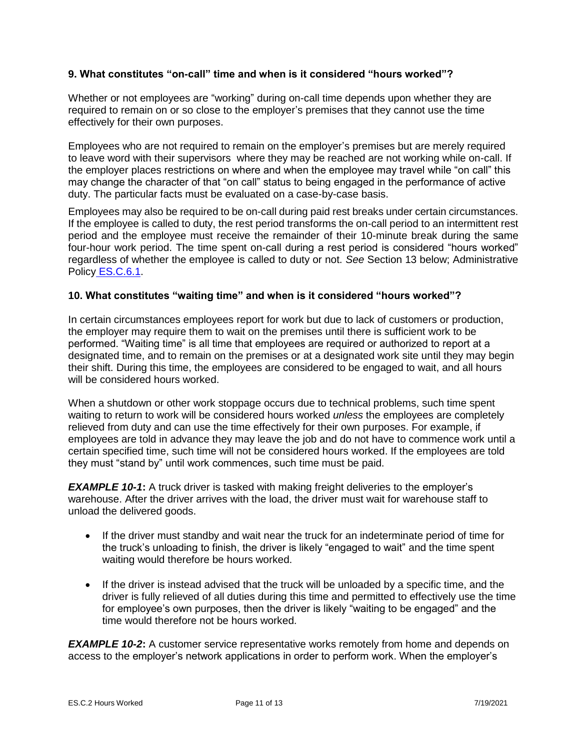### 9. What constitutes "on-call" time and when is it considered "hours worked"?

Whether or not employees are "working" during on-call time depends upon whether they are required to remain on or so close to the employer's premises that they cannot use the time effectively for their own purposes.

Employees who are not required to remain on the employer's premises but are merely required to leave word with their supervisors where they may be reached are not working while on-call. If the employer places restrictions on where and when the employee may travel while "on call" this may change the character of that "on call" status to being engaged in the performance of active duty. The particular facts must be evaluated on a case-by-case basis.

Employees may also be required to be on-call during paid rest breaks under certain circumstances. If the employee is called to duty, the rest period transforms the on-call period to an intermittent rest period and the employee must receive the remainder of their 10-minute break during the same four-hour work period. The time spent on-call during a rest period is considered "hours worked" regardless of whether the employee is called to duty or not. *See* Section 13 below; Administrative Policy ES.C.6.1.

### 10. What constitutes "waiting time" and when is it considered "hours worked"?

In certain circumstances employees report for work but due to lack of customers or production, the employer may require them to wait on the premises until there is sufficient work to be performed. "Waiting time" is all time that employees are required or authorized to report at a designated time, and to remain on the premises or at a designated work site until they may begin their shift. During this time, the employees are considered to be engaged to wait, and all hours will be considered hours worked.

When a shutdown or other work stoppage occurs due to technical problems, such time spent waiting to return to work will be considered hours worked *unless* the employees are completely relieved from duty and can use the time effectively for their own purposes. For example, if employees are told in advance they may leave the job and do not have to commence work until a certain specified time, such time will not be considered hours worked. If the employees are told they must "stand by" until work commences, such time must be paid.

***EXAMPLE 10-1*:** A truck driver is tasked with making freight deliveries to the employer's warehouse. After the driver arrives with the load, the driver must wait for warehouse staff to unload the delivered goods.

- If the driver must standby and wait near the truck for an indeterminate period of time for the truck's unloading to finish, the driver is likely "engaged to wait" and the time spent waiting would therefore be hours worked.
- If the driver is instead advised that the truck will be unloaded by a specific time, and the driver is fully relieved of all duties during this time and permitted to effectively use the time for employee's own purposes, then the driver is likely "waiting to be engaged" and the time would therefore not be hours worked.

***EXAMPLE 10-2*:** A customer service representative works remotely from home and depends on access to the employer's network applications in order to perform work. When the employer's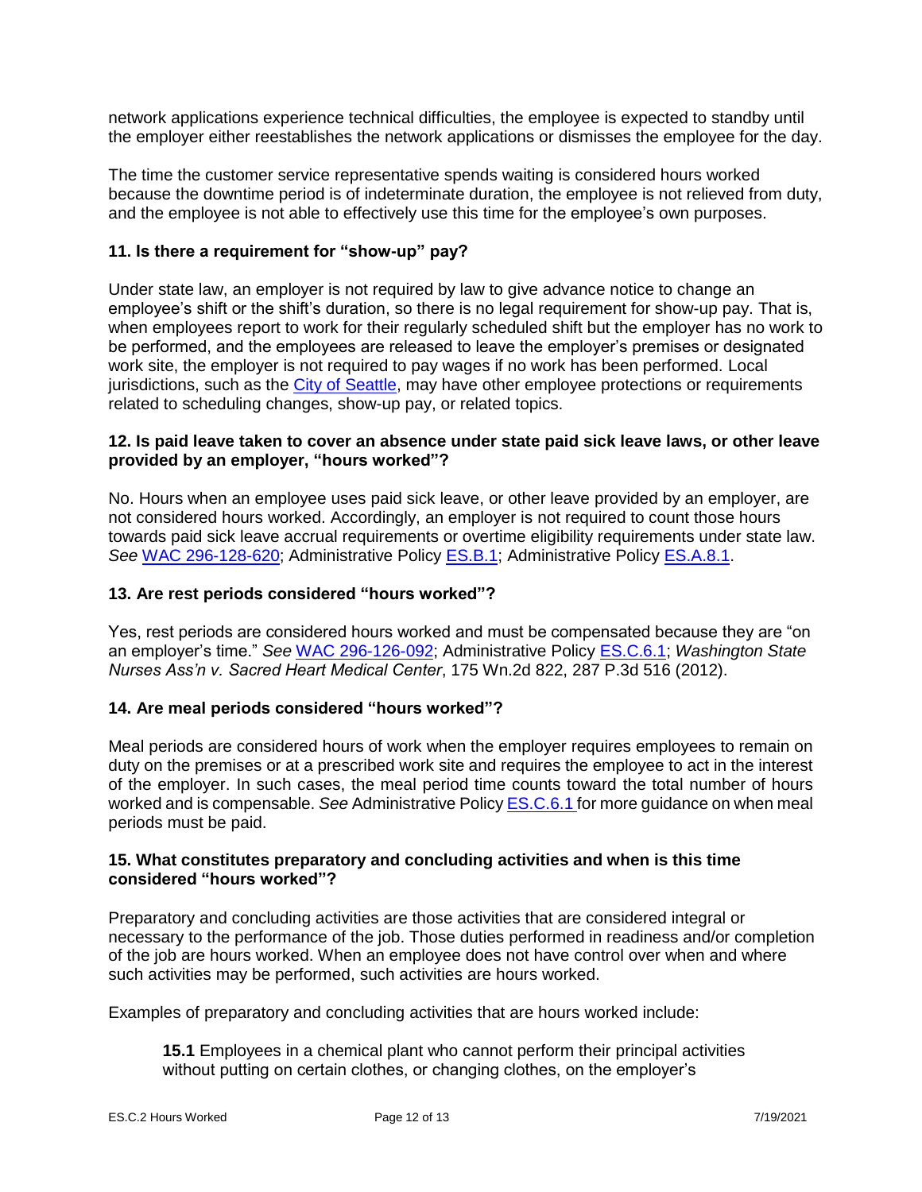network applications experience technical difficulties, the employee is expected to standby until the employer either reestablishes the network applications or dismisses the employee for the day.

The time the customer service representative spends waiting is considered hours worked because the downtime period is of indeterminate duration, the employee is not relieved from duty, and the employee is not able to effectively use this time for the employee's own purposes.

### 11. Is there a requirement for "show-up" pay?

Under state law, an employer is not required by law to give advance notice to change an employee's shift or the shift's duration, so there is no legal requirement for show-up pay. That is, when employees report to work for their regularly scheduled shift but the employer has no work to be performed, and the employees are released to leave the employer's premises or designated work site, the employer is not required to pay wages if no work has been performed. Local jurisdictions, such as the City of Seattle, may have other employee protections or requirements related to scheduling changes, show-up pay, or related topics.

### 12. Is paid leave taken to cover an absence under state paid sick leave laws, or other leave provided by an employer, "hours worked"?

No. Hours when an employee uses paid sick leave, or other leave provided by an employer, are not considered hours worked. Accordingly, an employer is not required to count those hours towards paid sick leave accrual requirements or overtime eligibility requirements under state law. *See* WAC 296-128-620; Administrative Policy ES.B.1; Administrative Policy ES.A.8.1.

### 13. Are rest periods considered "hours worked"?

Yes, rest periods are considered hours worked and must be compensated because they are "on an employer's time." *See* WAC 296-126-092; Administrative Policy ES.C.6.1; *Washington State Nurses Ass'n v. Sacred Heart Medical Center*, 175 Wn.2d 822, 287 P.3d 516 (2012).

### 14. Are meal periods considered "hours worked"?

Meal periods are considered hours of work when the employer requires employees to remain on duty on the premises or at a prescribed work site and requires the employee to act in the interest of the employer. In such cases, the meal period time counts toward the total number of hours worked and is compensable. *See* Administrative Policy ES.C.6.1 for more guidance on when meal periods must be paid.

### 15. What constitutes preparatory and concluding activities and when is this time considered "hours worked"?

Preparatory and concluding activities are those activities that are considered integral or necessary to the performance of the job. Those duties performed in readiness and/or completion of the job are hours worked. When an employee does not have control over when and where such activities may be performed, such activities are hours worked.

Examples of preparatory and concluding activities that are hours worked include:

> **15.1** Employees in a chemical plant who cannot perform their principal activities without putting on certain clothes, or changing clothes, on the employer's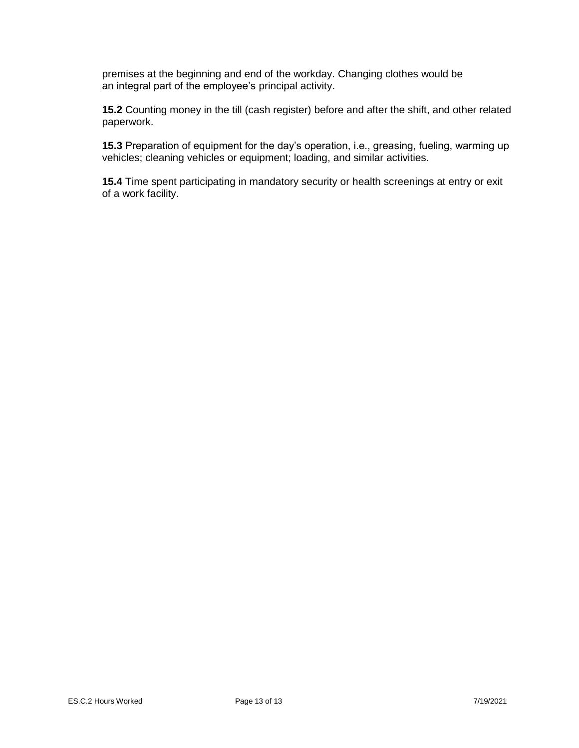premises at the beginning and end of the workday. Changing clothes would be an integral part of the employee's principal activity.

**15.2** Counting money in the till (cash register) before and after the shift, and other related paperwork.

**15.3** Preparation of equipment for the day's operation, i.e., greasing, fueling, warming up vehicles; cleaning vehicles or equipment; loading, and similar activities.

**15.4** Time spent participating in mandatory security or health screenings at entry or exit of a work facility.